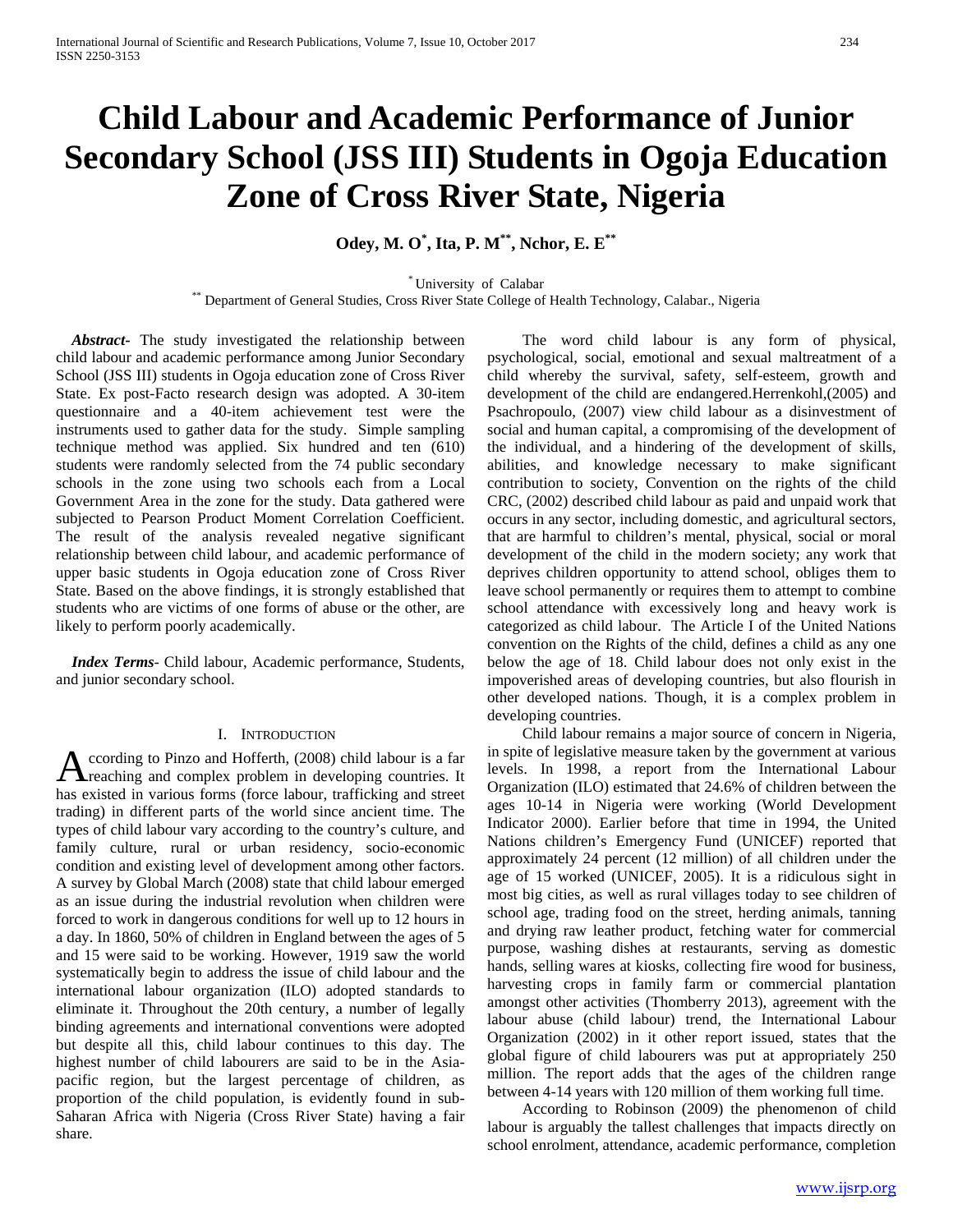# Child Labour and Academic Performance of Junior Secondary School (JSS III) Students in Ogoja Education Zone of Cross River State, Nigeria

**Odey, M. O[*], Ita, P. M[**], Nchor, E. E[**]**

[*] University of Calabar
[**] Department of General Studies, Cross River State College of Health Technology, Calabar., Nigeria

***Abstract***- The study investigated the relationship between child labour and academic performance among Junior Secondary School (JSS III) students in Ogoja education zone of Cross River State. Ex post-Facto research design was adopted. A 30-item questionnaire and a 40-item achievement test were the instruments used to gather data for the study. Simple sampling technique method was applied. Six hundred and ten (610) students were randomly selected from the 74 public secondary schools in the zone using two schools each from a Local Government Area in the zone for the study. Data gathered were subjected to Pearson Product Moment Correlation Coefficient. The result of the analysis revealed negative significant relationship between child labour, and academic performance of upper basic students in Ogoja education zone of Cross River State. Based on the above findings, it is strongly established that students who are victims of one forms of abuse or the other, are likely to perform poorly academically.

***Index Terms***- Child labour, Academic performance, Students, and junior secondary school.

## I. Introduction

According to Pinzo and Hofferth, (2008) child labour is a far reaching and complex problem in developing countries. It has existed in various forms (force labour, trafficking and street trading) in different parts of the world since ancient time. The types of child labour vary according to the country's culture, and family culture, rural or urban residency, socio-economic condition and existing level of development among other factors. A survey by Global March (2008) state that child labour emerged as an issue during the industrial revolution when children were forced to work in dangerous conditions for well up to 12 hours in a day. In 1860, 50% of children in England between the ages of 5 and 15 were said to be working. However, 1919 saw the world systematically begin to address the issue of child labour and the international labour organization (ILO) adopted standards to eliminate it. Throughout the 20th century, a number of legally binding agreements and international conventions were adopted but despite all this, child labour continues to this day. The highest number of child labourers are said to be in the Asia-pacific region, but the largest percentage of children, as proportion of the child population, is evidently found in sub-Saharan Africa with Nigeria (Cross River State) having a fair share.

The word child labour is any form of physical, psychological, social, emotional and sexual maltreatment of a child whereby the survival, safety, self-esteem, growth and development of the child are endangered.Herrenkohl,(2005) and Psachropoulo, (2007) view child labour as a disinvestment of social and human capital, a compromising of the development of the individual, and a hindering of the development of skills, abilities, and knowledge necessary to make significant contribution to society, Convention on the rights of the child CRC, (2002) described child labour as paid and unpaid work that occurs in any sector, including domestic, and agricultural sectors, that are harmful to children's mental, physical, social or moral development of the child in the modern society; any work that deprives children opportunity to attend school, obliges them to leave school permanently or requires them to attempt to combine school attendance with excessively long and heavy work is categorized as child labour. The Article I of the United Nations convention on the Rights of the child, defines a child as any one below the age of 18. Child labour does not only exist in the impoverished areas of developing countries, but also flourish in other developed nations. Though, it is a complex problem in developing countries.

Child labour remains a major source of concern in Nigeria, in spite of legislative measure taken by the government at various levels. In 1998, a report from the International Labour Organization (ILO) estimated that 24.6% of children between the ages 10-14 in Nigeria were working (World Development Indicator 2000). Earlier before that time in 1994, the United Nations children's Emergency Fund (UNICEF) reported that approximately 24 percent (12 million) of all children under the age of 15 worked (UNICEF, 2005). It is a ridiculous sight in most big cities, as well as rural villages today to see children of school age, trading food on the street, herding animals, tanning and drying raw leather product, fetching water for commercial purpose, washing dishes at restaurants, serving as domestic hands, selling wares at kiosks, collecting fire wood for business, harvesting crops in family farm or commercial plantation amongst other activities (Thomberry 2013), agreement with the labour abuse (child labour) trend, the International Labour Organization (2002) in it other report issued, states that the global figure of child labourers was put at appropriately 250 million. The report adds that the ages of the children range between 4-14 years with 120 million of them working full time.

According to Robinson (2009) the phenomenon of child labour is arguably the tallest challenges that impacts directly on school enrolment, attendance, academic performance, completion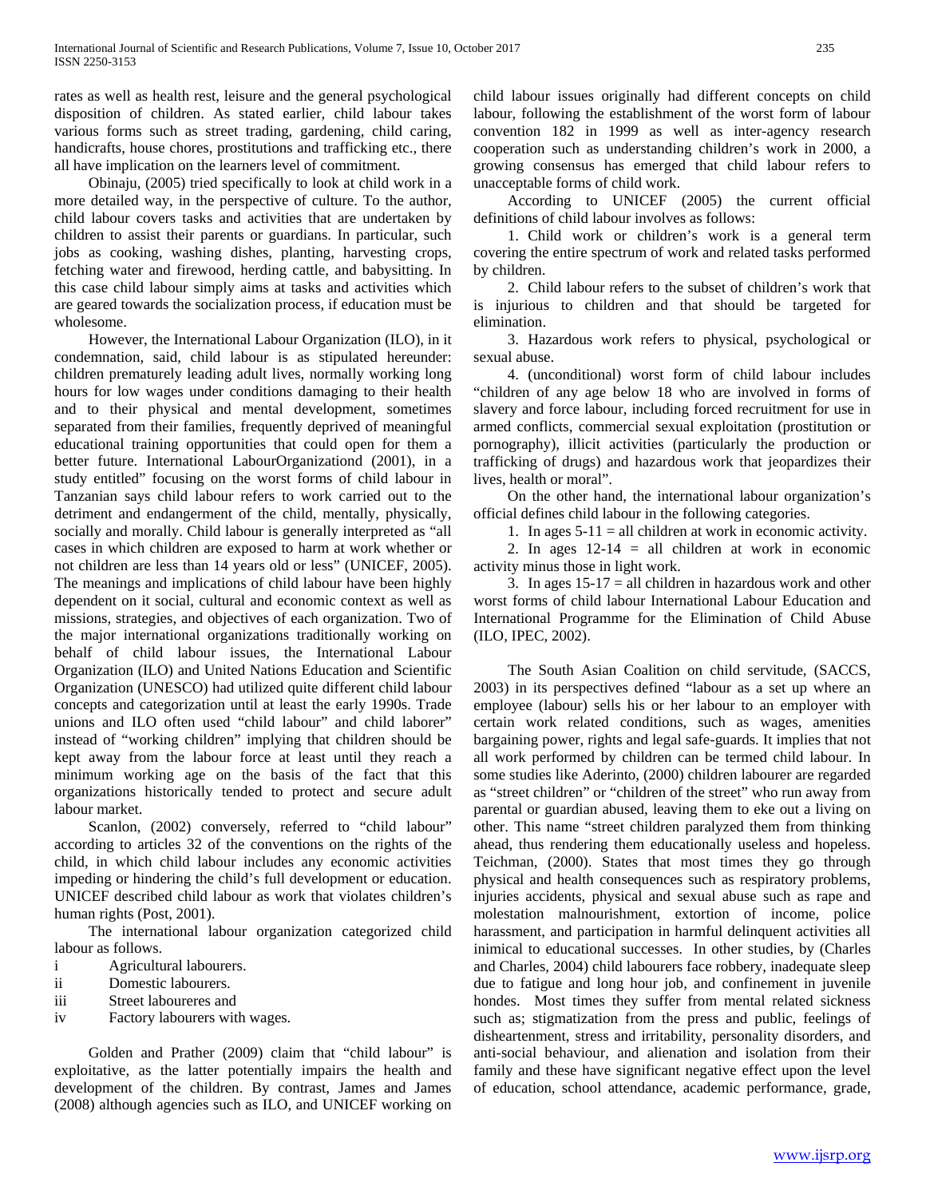rates as well as health rest, leisure and the general psychological disposition of children. As stated earlier, child labour takes various forms such as street trading, gardening, child caring, handicrafts, house chores, prostitutions and trafficking etc., there all have implication on the learners level of commitment.

Obinaju, (2005) tried specifically to look at child work in a more detailed way, in the perspective of culture. To the author, child labour covers tasks and activities that are undertaken by children to assist their parents or guardians. In particular, such jobs as cooking, washing dishes, planting, harvesting crops, fetching water and firewood, herding cattle, and babysitting. In this case child labour simply aims at tasks and activities which are geared towards the socialization process, if education must be wholesome.

However, the International Labour Organization (ILO), in it condemnation, said, child labour is as stipulated hereunder: children prematurely leading adult lives, normally working long hours for low wages under conditions damaging to their health and to their physical and mental development, sometimes separated from their families, frequently deprived of meaningful educational training opportunities that could open for them a better future. International LabourOrganizationd (2001), in a study entitled" focusing on the worst forms of child labour in Tanzanian says child labour refers to work carried out to the detriment and endangerment of the child, mentally, physically, socially and morally. Child labour is generally interpreted as "all cases in which children are exposed to harm at work whether or not children are less than 14 years old or less" (UNICEF, 2005). The meanings and implications of child labour have been highly dependent on it social, cultural and economic context as well as missions, strategies, and objectives of each organization. Two of the major international organizations traditionally working on behalf of child labour issues, the International Labour Organization (ILO) and United Nations Education and Scientific Organization (UNESCO) had utilized quite different child labour concepts and categorization until at least the early 1990s. Trade unions and ILO often used "child labour" and child laborer" instead of "working children" implying that children should be kept away from the labour force at least until they reach a minimum working age on the basis of the fact that this organizations historically tended to protect and secure adult labour market.

Scanlon, (2002) conversely, referred to "child labour" according to articles 32 of the conventions on the rights of the child, in which child labour includes any economic activities impeding or hindering the child's full development or education. UNICEF described child labour as work that violates children's human rights (Post, 2001).

The international labour organization categorized child labour as follows.

i Agricultural labourers.
ii Domestic labourers.
iii Street laboureres and
iv Factory labourers with wages.

Golden and Prather (2009) claim that "child labour" is exploitative, as the latter potentially impairs the health and development of the children. By contrast, James and James (2008) although agencies such as ILO, and UNICEF working on child labour issues originally had different concepts on child labour, following the establishment of the worst form of labour convention 182 in 1999 as well as inter-agency research cooperation such as understanding children's work in 2000, a growing consensus has emerged that child labour refers to unacceptable forms of child work.

According to UNICEF (2005) the current official definitions of child labour involves as follows:

1. Child work or children's work is a general term covering the entire spectrum of work and related tasks performed by children.

2. Child labour refers to the subset of children's work that is injurious to children and that should be targeted for elimination.

3. Hazardous work refers to physical, psychological or sexual abuse.

4. (unconditional) worst form of child labour includes "children of any age below 18 who are involved in forms of slavery and force labour, including forced recruitment for use in armed conflicts, commercial sexual exploitation (prostitution or pornography), illicit activities (particularly the production or trafficking of drugs) and hazardous work that jeopardizes their lives, health or moral".

On the other hand, the international labour organization's official defines child labour in the following categories.

1. In ages 5-11 = all children at work in economic activity.

2. In ages 12-14 = all children at work in economic activity minus those in light work.

3. In ages 15-17 = all children in hazardous work and other worst forms of child labour International Labour Education and International Programme for the Elimination of Child Abuse (ILO, IPEC, 2002).

The South Asian Coalition on child servitude, (SACCS, 2003) in its perspectives defined "labour as a set up where an employee (labour) sells his or her labour to an employer with certain work related conditions, such as wages, amenities bargaining power, rights and legal safe-guards. It implies that not all work performed by children can be termed child labour. In some studies like Aderinto, (2000) children labourer are regarded as "street children" or "children of the street" who run away from parental or guardian abused, leaving them to eke out a living on other. This name "street children paralyzed them from thinking ahead, thus rendering them educationally useless and hopeless. Teichman, (2000). States that most times they go through physical and health consequences such as respiratory problems, injuries accidents, physical and sexual abuse such as rape and molestation malnourishment, extortion of income, police harassment, and participation in harmful delinquent activities all inimical to educational successes. In other studies, by (Charles and Charles, 2004) child labourers face robbery, inadequate sleep due to fatigue and long hour job, and confinement in juvenile hondes. Most times they suffer from mental related sickness such as; stigmatization from the press and public, feelings of disheartenment, stress and irritability, personality disorders, and anti-social behaviour, and alienation and isolation from their family and these have significant negative effect upon the level of education, school attendance, academic performance, grade,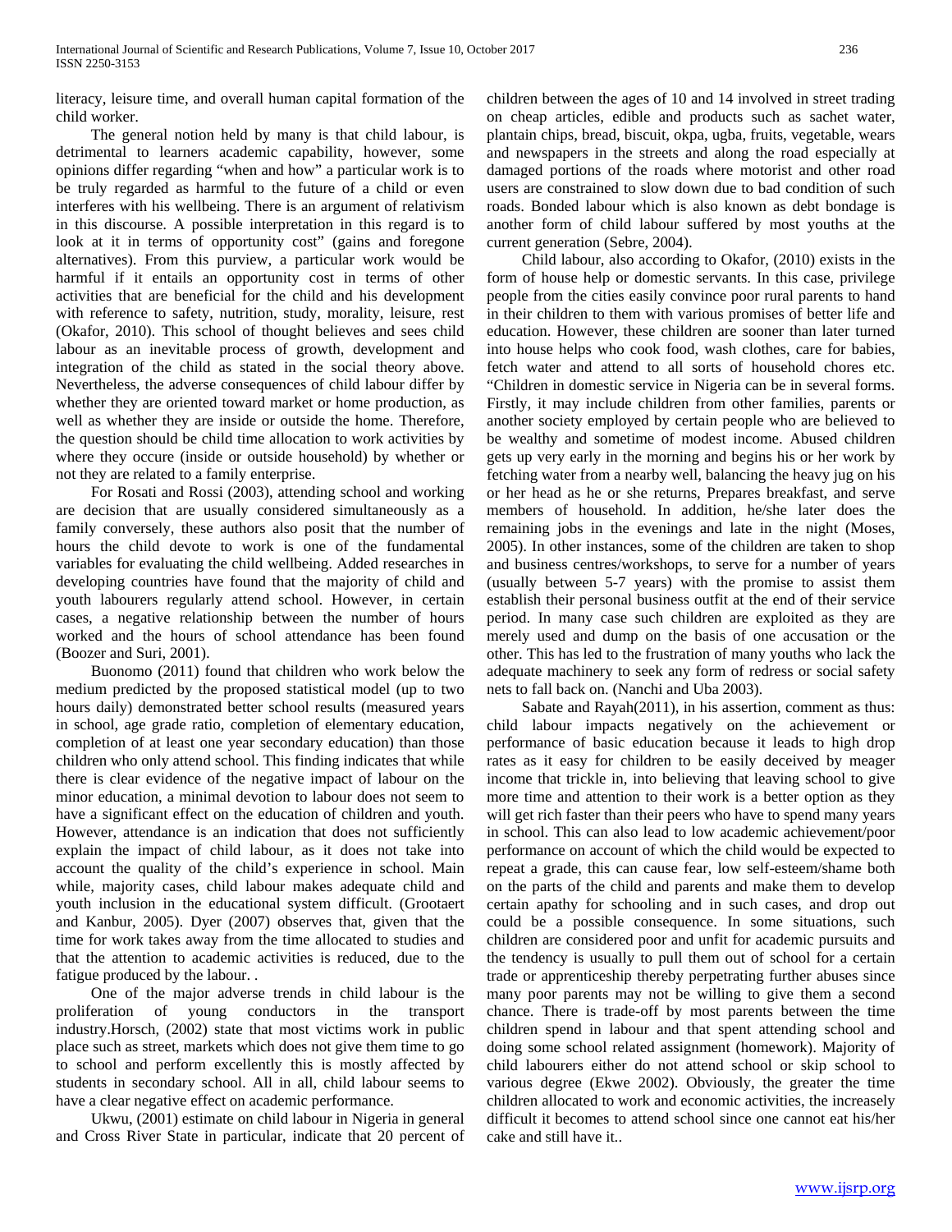literacy, leisure time, and overall human capital formation of the child worker.

The general notion held by many is that child labour, is detrimental to learners academic capability, however, some opinions differ regarding "when and how" a particular work is to be truly regarded as harmful to the future of a child or even interferes with his wellbeing. There is an argument of relativism in this discourse. A possible interpretation in this regard is to look at it in terms of opportunity cost" (gains and foregone alternatives). From this purview, a particular work would be harmful if it entails an opportunity cost in terms of other activities that are beneficial for the child and his development with reference to safety, nutrition, study, morality, leisure, rest (Okafor, 2010). This school of thought believes and sees child labour as an inevitable process of growth, development and integration of the child as stated in the social theory above. Nevertheless, the adverse consequences of child labour differ by whether they are oriented toward market or home production, as well as whether they are inside or outside the home. Therefore, the question should be child time allocation to work activities by where they occure (inside or outside household) by whether or not they are related to a family enterprise.

For Rosati and Rossi (2003), attending school and working are decision that are usually considered simultaneously as a family conversely, these authors also posit that the number of hours the child devote to work is one of the fundamental variables for evaluating the child wellbeing. Added researches in developing countries have found that the majority of child and youth labourers regularly attend school. However, in certain cases, a negative relationship between the number of hours worked and the hours of school attendance has been found (Boozer and Suri, 2001).

Buonomo (2011) found that children who work below the medium predicted by the proposed statistical model (up to two hours daily) demonstrated better school results (measured years in school, age grade ratio, completion of elementary education, completion of at least one year secondary education) than those children who only attend school. This finding indicates that while there is clear evidence of the negative impact of labour on the minor education, a minimal devotion to labour does not seem to have a significant effect on the education of children and youth. However, attendance is an indication that does not sufficiently explain the impact of child labour, as it does not take into account the quality of the child's experience in school. Main while, majority cases, child labour makes adequate child and youth inclusion in the educational system difficult. (Grootaert and Kanbur, 2005). Dyer (2007) observes that, given that the time for work takes away from the time allocated to studies and that the attention to academic activities is reduced, due to the fatigue produced by the labour. .

One of the major adverse trends in child labour is the proliferation of young conductors in the transport industry.Horsch, (2002) state that most victims work in public place such as street, markets which does not give them time to go to school and perform excellently this is mostly affected by students in secondary school. All in all, child labour seems to have a clear negative effect on academic performance.

Ukwu, (2001) estimate on child labour in Nigeria in general and Cross River State in particular, indicate that 20 percent of children between the ages of 10 and 14 involved in street trading on cheap articles, edible and products such as sachet water, plantain chips, bread, biscuit, okpa, ugba, fruits, vegetable, wears and newspapers in the streets and along the road especially at damaged portions of the roads where motorist and other road users are constrained to slow down due to bad condition of such roads. Bonded labour which is also known as debt bondage is another form of child labour suffered by most youths at the current generation (Sebre, 2004).

Child labour, also according to Okafor, (2010) exists in the form of house help or domestic servants. In this case, privilege people from the cities easily convince poor rural parents to hand in their children to them with various promises of better life and education. However, these children are sooner than later turned into house helps who cook food, wash clothes, care for babies, fetch water and attend to all sorts of household chores etc. "Children in domestic service in Nigeria can be in several forms. Firstly, it may include children from other families, parents or another society employed by certain people who are believed to be wealthy and sometime of modest income. Abused children gets up very early in the morning and begins his or her work by fetching water from a nearby well, balancing the heavy jug on his or her head as he or she returns, Prepares breakfast, and serve members of household. In addition, he/she later does the remaining jobs in the evenings and late in the night (Moses, 2005). In other instances, some of the children are taken to shop and business centres/workshops, to serve for a number of years (usually between 5-7 years) with the promise to assist them establish their personal business outfit at the end of their service period. In many case such children are exploited as they are merely used and dump on the basis of one accusation or the other. This has led to the frustration of many youths who lack the adequate machinery to seek any form of redress or social safety nets to fall back on. (Nanchi and Uba 2003).

Sabate and Rayah(2011), in his assertion, comment as thus: child labour impacts negatively on the achievement or performance of basic education because it leads to high drop rates as it easy for children to be easily deceived by meager income that trickle in, into believing that leaving school to give more time and attention to their work is a better option as they will get rich faster than their peers who have to spend many years in school. This can also lead to low academic achievement/poor performance on account of which the child would be expected to repeat a grade, this can cause fear, low self-esteem/shame both on the parts of the child and parents and make them to develop certain apathy for schooling and in such cases, and drop out could be a possible consequence. In some situations, such children are considered poor and unfit for academic pursuits and the tendency is usually to pull them out of school for a certain trade or apprenticeship thereby perpetrating further abuses since many poor parents may not be willing to give them a second chance. There is trade-off by most parents between the time children spend in labour and that spent attending school and doing some school related assignment (homework). Majority of child labourers either do not attend school or skip school to various degree (Ekwe 2002). Obviously, the greater the time children allocated to work and economic activities, the increasely difficult it becomes to attend school since one cannot eat his/her cake and still have it..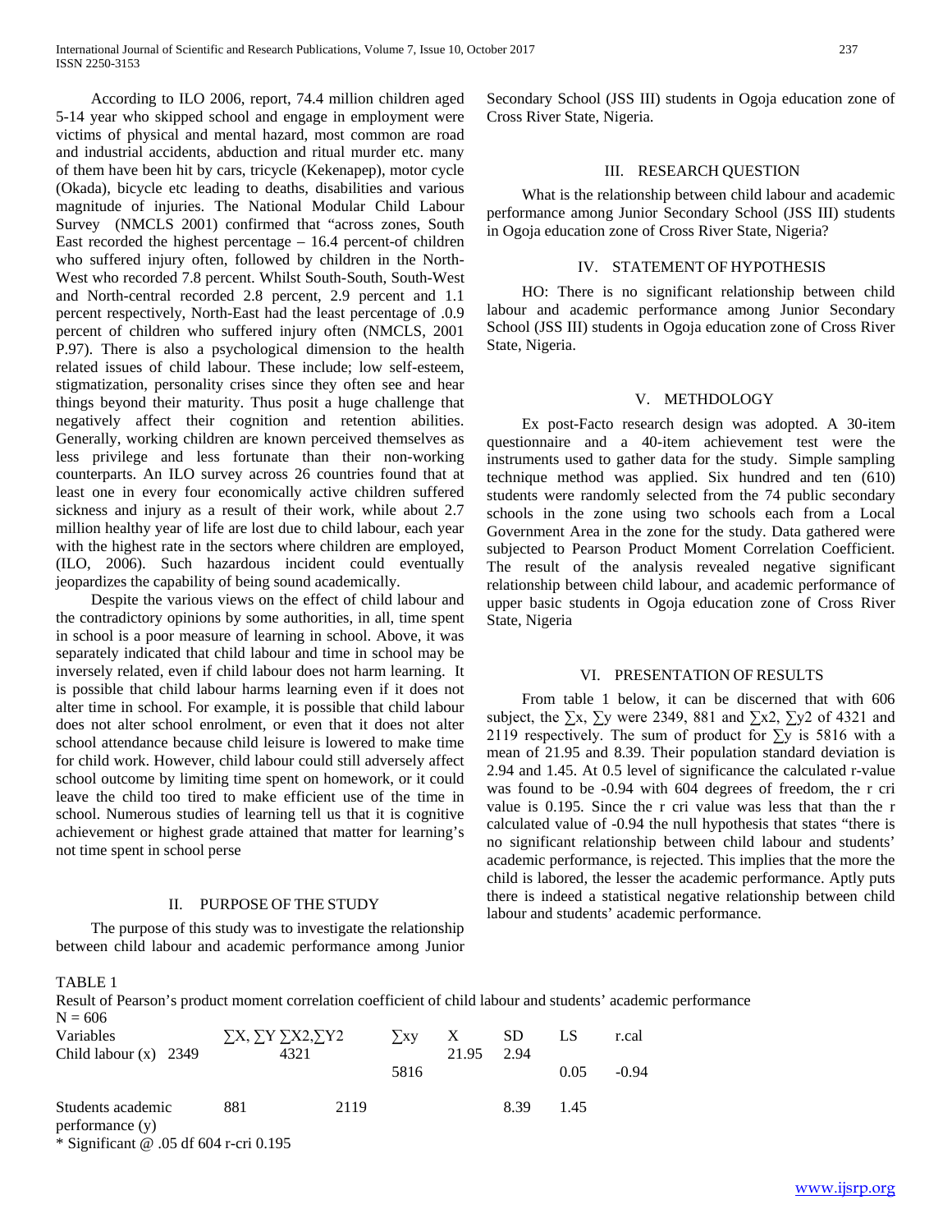According to ILO 2006, report, 74.4 million children aged 5-14 year who skipped school and engage in employment were victims of physical and mental hazard, most common are road and industrial accidents, abduction and ritual murder etc. many of them have been hit by cars, tricycle (Kekenapep), motor cycle (Okada), bicycle etc leading to deaths, disabilities and various magnitude of injuries. The National Modular Child Labour Survey (NMCLS 2001) confirmed that "across zones, South East recorded the highest percentage – 16.4 percent-of children who suffered injury often, followed by children in the North-West who recorded 7.8 percent. Whilst South-South, South-West and North-central recorded 2.8 percent, 2.9 percent and 1.1 percent respectively, North-East had the least percentage of .0.9 percent of children who suffered injury often (NMCLS, 2001 P.97). There is also a psychological dimension to the health related issues of child labour. These include; low self-esteem, stigmatization, personality crises since they often see and hear things beyond their maturity. Thus posit a huge challenge that negatively affect their cognition and retention abilities. Generally, working children are known perceived themselves as less privilege and less fortunate than their non-working counterparts. An ILO survey across 26 countries found that at least one in every four economically active children suffered sickness and injury as a result of their work, while about 2.7 million healthy year of life are lost due to child labour, each year with the highest rate in the sectors where children are employed, (ILO, 2006). Such hazardous incident could eventually jeopardizes the capability of being sound academically.

Despite the various views on the effect of child labour and the contradictory opinions by some authorities, in all, time spent in school is a poor measure of learning in school. Above, it was separately indicated that child labour and time in school may be inversely related, even if child labour does not harm learning. It is possible that child labour harms learning even if it does not alter time in school. For example, it is possible that child labour does not alter school enrolment, or even that it does not alter school attendance because child leisure is lowered to make time for child work. However, child labour could still adversely affect school outcome by limiting time spent on homework, or it could leave the child too tired to make efficient use of the time in school. Numerous studies of learning tell us that it is cognitive achievement or highest grade attained that matter for learning's not time spent in school perse

## II. PURPOSE OF THE STUDY

The purpose of this study was to investigate the relationship between child labour and academic performance among Junior Secondary School (JSS III) students in Ogoja education zone of Cross River State, Nigeria.

## III. RESEARCH QUESTION

What is the relationship between child labour and academic performance among Junior Secondary School (JSS III) students in Ogoja education zone of Cross River State, Nigeria?

## IV. STATEMENT OF HYPOTHESIS

HO: There is no significant relationship between child labour and academic performance among Junior Secondary School (JSS III) students in Ogoja education zone of Cross River State, Nigeria.

## V. METHDOLOGY

Ex post-Facto research design was adopted. A 30-item questionnaire and a 40-item achievement test were the instruments used to gather data for the study. Simple sampling technique method was applied. Six hundred and ten (610) students were randomly selected from the 74 public secondary schools in the zone using two schools each from a Local Government Area in the zone for the study. Data gathered were subjected to Pearson Product Moment Correlation Coefficient. The result of the analysis revealed negative significant relationship between child labour, and academic performance of upper basic students in Ogoja education zone of Cross River State, Nigeria

## VI. PRESENTATION OF RESULTS

From table 1 below, it can be discerned that with 606 subject, the ∑x, ∑y were 2349, 881 and ∑x2, ∑y2 of 4321 and 2119 respectively. The sum of product for ∑y is 5816 with a mean of 21.95 and 8.39. Their population standard deviation is 2.94 and 1.45. At 0.5 level of significance the calculated r-value was found to be -0.94 with 604 degrees of freedom, the r cri value is 0.195. Since the r cri value was less that than the r calculated value of -0.94 the null hypothesis that states "there is no significant relationship between child labour and students' academic performance, is rejected. This implies that the more the child is labored, the lesser the academic performance. Aptly puts there is indeed a statistical negative relationship between child labour and students' academic performance.

TABLE 1

Result of Pearson's product moment correlation coefficient of child labour and students' academic performance

N = 606

| Variables | ∑X, ∑Y | ∑X2,∑Y2 | ∑xy | X | SD | LS | r.cal |
|---|---|---|---|---|---|---|---|
| Child labour (x) | 2349 | 4321 | | 21.95 | 2.94 | | |
| | | | 5816 | | | 0.05 | -0.94 |
| Students academic performance (y) | 881 | 2119 | | | 8.39 | 1.45 | |

\* Significant @ .05 df 604 r-cri 0.195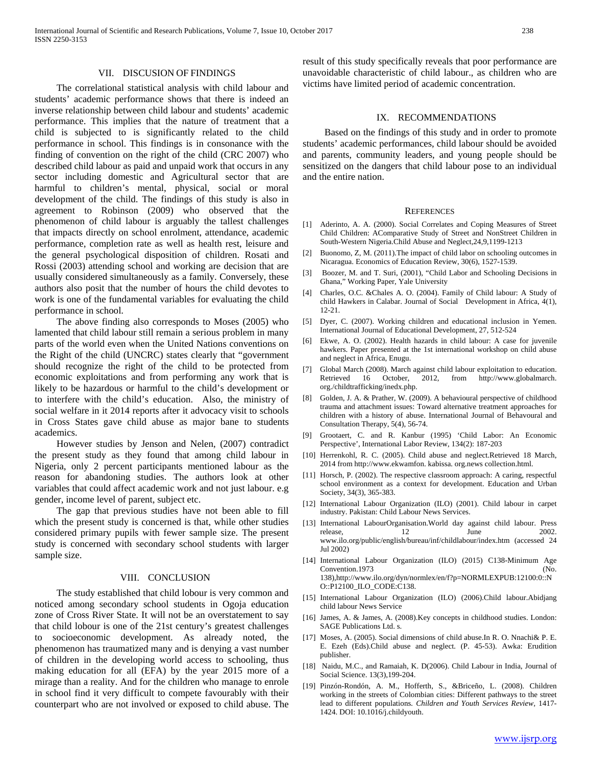## VII. DISCUSION OF FINDINGS

The correlational statistical analysis with child labour and students' academic performance shows that there is indeed an inverse relationship between child labour and students' academic performance. This implies that the nature of treatment that a child is subjected to is significantly related to the child performance in school. This findings is in consonance with the finding of convention on the right of the child (CRC 2007) who described child labour as paid and unpaid work that occurs in any sector including domestic and Agricultural sector that are harmful to children's mental, physical, social or moral development of the child. The findings of this study is also in agreement to Robinson (2009) who observed that the phenomenon of child labour is arguably the tallest challenges that impacts directly on school enrolment, attendance, academic performance, completion rate as well as health rest, leisure and the general psychological disposition of children. Rosati and Rossi (2003) attending school and working are decision that are usually considered simultaneously as a family. Conversely, these authors also posit that the number of hours the child devotes to work is one of the fundamental variables for evaluating the child performance in school.

The above finding also corresponds to Moses (2005) who lamented that child labour still remain a serious problem in many parts of the world even when the United Nations conventions on the Right of the child (UNCRC) states clearly that "government should recognize the right of the child to be protected from economic exploitations and from performing any work that is likely to be hazardous or harmful to the child's development or to interfere with the child's education. Also, the ministry of social welfare in it 2014 reports after it advocacy visit to schools in Cross States gave child abuse as major bane to students academics.

However studies by Jenson and Nelen, (2007) contradict the present study as they found that among child labour in Nigeria, only 2 percent participants mentioned labour as the reason for abandoning studies. The authors look at other variables that could affect academic work and not just labour. e.g gender, income level of parent, subject etc.

The gap that previous studies have not been able to fill which the present study is concerned is that, while other studies considered primary pupils with fewer sample size. The present study is concerned with secondary school students with larger sample size.

## VIII. CONCLUSION

The study established that child lobour is very common and noticed among secondary school students in Ogoja education zone of Cross River State. It will not be an overstatement to say that child lobour is one of the 21st century's greatest challenges to socioeconomic development. As already noted, the phenomenon has traumatized many and is denying a vast number of children in the developing world access to schooling, thus making education for all (EFA) by the year 2015 more of a mirage than a reality. And for the children who manage to enrole in school find it very difficult to compete favourably with their counterpart who are not involved or exposed to child abuse. The result of this study specifically reveals that poor performance are unavoidable characteristic of child labour., as children who are victims have limited period of academic concentration.

## IX. RECOMMENDATIONS

Based on the findings of this study and in order to promote students' academic performances, child labour should be avoided and parents, community leaders, and young people should be sensitized on the dangers that child labour pose to an individual and the entire nation.

## REFERENCES

[1] Aderinto, A. A. (2000). Social Correlates and Coping Measures of Street Child Children: AComparative Study of Street and NonStreet Children in South-Western Nigeria.Child Abuse and Neglect,24,9,1199-1213

[2] Buonomo, Z, M. (2011).The impact of child labor on schooling outcomes in Nicaragua. Economics of Education Review, 30(6), 1527-1539.

[3] Boozer, M. and T. Suri, (2001), "Child Labor and Schooling Decisions in Ghana," Working Paper, Yale University

[4] Charles, O.C. &Chales A. O. (2004). Family of Child labour: A Study of child Hawkers in Calabar. Journal of Social Development in Africa, 4(1), 12-21.

[5] Dyer, C. (2007). Working children and educational inclusion in Yemen. International Journal of Educational Development, 27, 512-524

[6] Ekwe, A. O. (2002). Health hazards in child labour: A case for juvenile hawkers. Paper presented at the 1st international workshop on child abuse and neglect in Africa, Enugu.

[7] Global March (2008). March against child labour exploitation to education. Retrieved 16 October, 2012, from http://www.globalmarch. org./childtrafficking/inedx.php.

[8] Golden, J. A. & Prather, W. (2009). A behavioural perspective of childhood trauma and attachment issues: Toward alternative treatment approaches for children with a history of abuse. International Journal of Behavoural and Consultation Therapy, 5(4), 56-74.

[9] Grootaert, C. and R. Kanbur (1995) 'Child Labor: An Economic Perspective', International Labor Review, 134(2): 187-203

[10] Herrenkohl, R. C. (2005). Child abuse and neglect.Retrieved 18 March, 2014 from http://www.ekwamfon. kabissa. org.news collection.html.

[11] Horsch, P. (2002). The respective classroom approach: A caring, respectful school environment as a context for development. Education and Urban Society, 34(3), 365-383.

[12] International Labour Organization (ILO) (2001). Child labour in carpet industry. Pakistan: Child Labour News Services.

[13] International LabourOrganisation.World day against child labour. Press release, 12 June 2002. www.ilo.org/public/english/bureau/inf/childlabour/index.htm (accessed 24 Jul 2002)

[14] International Labour Organization (ILO) (2015) C138-Minimum Age Convention.1973 (No. 138),http://www.ilo.org/dyn/normlex/en/f?p=NORMLEXPUB:12100:0::NO::P12100_ILO_CODE:C138.

[15] International Labour Organization (ILO) (2006).Child labour.Abidjang child labour News Service

[16] James, A. & James, A. (2008).Key concepts in childhood studies. London: SAGE Publications Ltd. s.

[17] Moses, A. (2005). Social dimensions of child abuse.In R. O. Nnachi& P. E. E. Ezeh (Eds).Child abuse and neglect. (P. 45-53). Awka: Erudition publisher.

[18] Naidu, M.C., and Ramaiah, K. D(2006). Child Labour in India, Journal of Social Science. 13(3),199-204.

[19] Pinzón-Rondón, A. M., Hofferth, S., &Briceño, L. (2008). Children working in the streets of Colombian cities: Different pathways to the street lead to different populations. *Children and Youth Services Review*, 1417-1424. DOI: 10.1016/j.childyouth.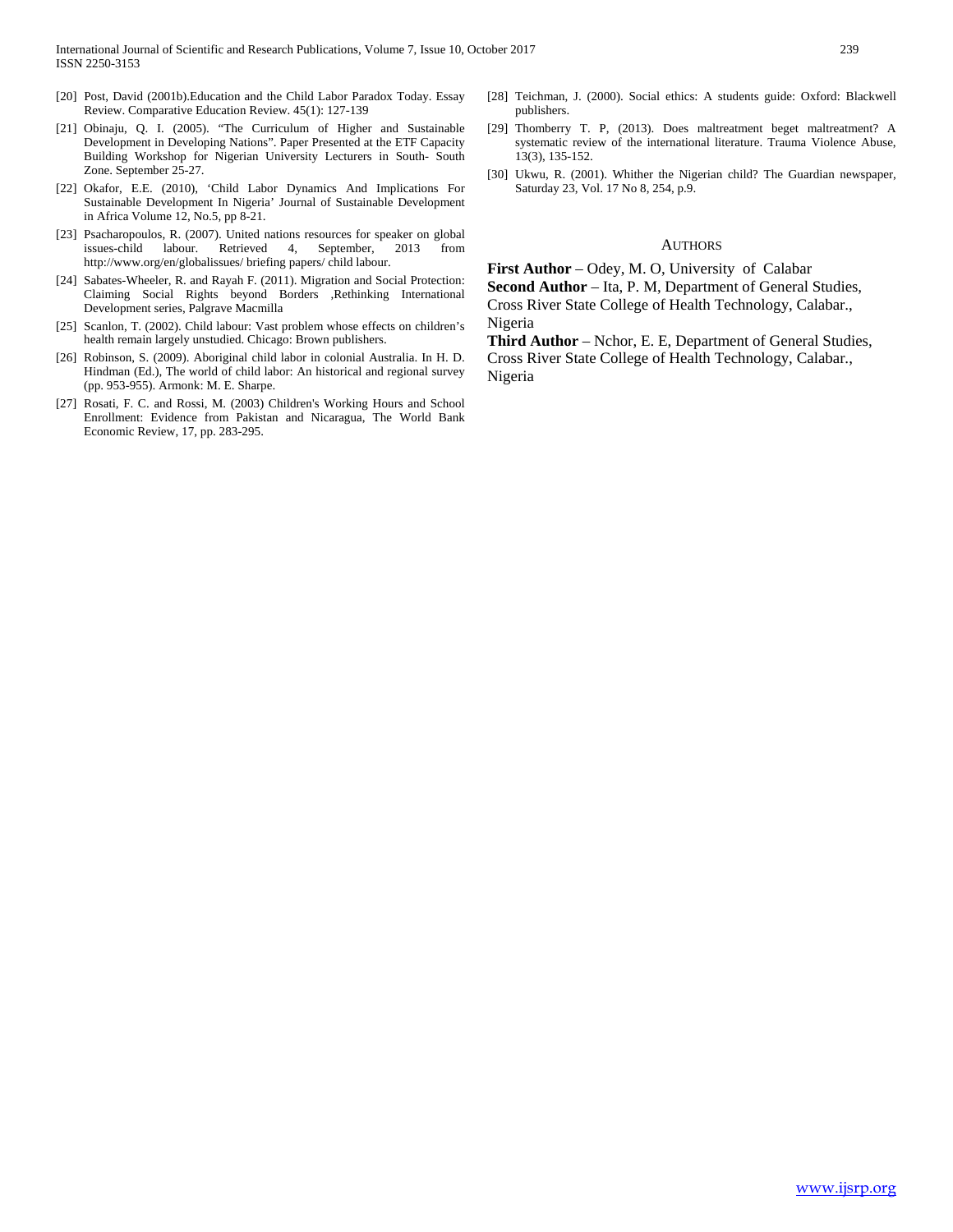[20] Post, David (2001b).Education and the Child Labor Paradox Today. Essay Review. Comparative Education Review. 45(1): 127-139

[21] Obinaju, Q. I. (2005). "The Curriculum of Higher and Sustainable Development in Developing Nations". Paper Presented at the ETF Capacity Building Workshop for Nigerian University Lecturers in South- South Zone. September 25-27.

[22] Okafor, E.E. (2010), 'Child Labor Dynamics And Implications For Sustainable Development In Nigeria' Journal of Sustainable Development in Africa Volume 12, No.5, pp 8-21.

[23] Psacharopoulos, R. (2007). United nations resources for speaker on global issues-child labour. Retrieved 4, September, 2013 from http://www.org/en/globalissues/ briefing papers/ child labour.

[24] Sabates-Wheeler, R. and Rayah F. (2011). Migration and Social Protection: Claiming Social Rights beyond Borders ,Rethinking International Development series, Palgrave Macmilla

[25] Scanlon, T. (2002). Child labour: Vast problem whose effects on children's health remain largely unstudied. Chicago: Brown publishers.

[26] Robinson, S. (2009). Aboriginal child labor in colonial Australia. In H. D. Hindman (Ed.), The world of child labor: An historical and regional survey (pp. 953-955). Armonk: M. E. Sharpe.

[27] Rosati, F. C. and Rossi, M. (2003) Children's Working Hours and School Enrollment: Evidence from Pakistan and Nicaragua, The World Bank Economic Review, 17, pp. 283-295.

[28] Teichman, J. (2000). Social ethics: A students guide: Oxford: Blackwell publishers.

[29] Thomberry T. P, (2013). Does maltreatment beget maltreatment? A systematic review of the international literature. Trauma Violence Abuse, 13(3), 135-152.

[30] Ukwu, R. (2001). Whither the Nigerian child? The Guardian newspaper, Saturday 23, Vol. 17 No 8, 254, p.9.

## Authors

**First Author** – Odey, M. O, University of Calabar

**Second Author** – Ita, P. M, Department of General Studies, Cross River State College of Health Technology, Calabar., Nigeria

**Third Author** – Nchor, E. E, Department of General Studies, Cross River State College of Health Technology, Calabar., Nigeria